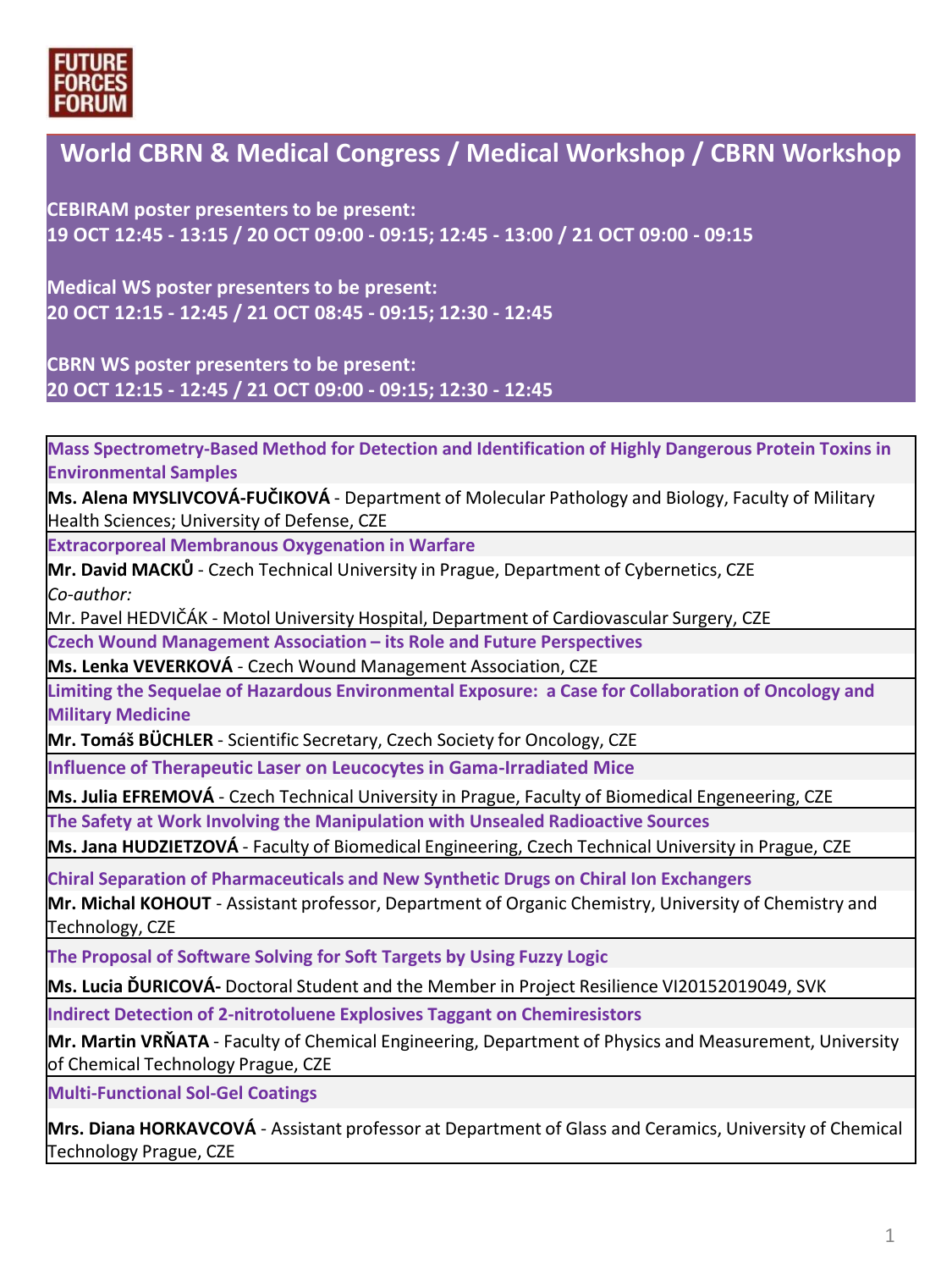FUTURE FORCES FORUM

# World CBRN & Medical Congress / Medical Workshop / CBRN Workshop

**CEBIRAM poster presenters to be present:**
**19 OCT 12:45 - 13:15 / 20 OCT 09:00 - 09:15; 12:45 - 13:00 / 21 OCT 09:00 - 09:15**

**Medical WS poster presenters to be present:**
**20 OCT 12:15 - 12:45 / 21 OCT 08:45 - 09:15; 12:30 - 12:45**

**CBRN WS poster presenters to be present:**
**20 OCT 12:15 - 12:45 / 21 OCT 09:00 - 09:15; 12:30 - 12:45**

---

**Mass Spectrometry-Based Method for Detection and Identification of Highly Dangerous Protein Toxins in Environmental Samples**

**Ms. Alena MYSLIVCOVÁ-FUČIKOVÁ** - Department of Molecular Pathology and Biology, Faculty of Military Health Sciences; University of Defense, CZE

**Extracorporeal Membranous Oxygenation in Warfare**

**Mr. David MACKŮ** - Czech Technical University in Prague, Department of Cybernetics, CZE
*Co-author:*
Mr. Pavel HEDVIČÁK - Motol University Hospital, Department of Cardiovascular Surgery, CZE

**Czech Wound Management Association – its Role and Future Perspectives**

**Ms. Lenka VEVERKOVÁ** - Czech Wound Management Association, CZE

**Limiting the Sequelae of Hazardous Environmental Exposure: a Case for Collaboration of Oncology and Military Medicine**

**Mr. Tomáš BÜCHLER** - Scientific Secretary, Czech Society for Oncology, CZE

**Influence of Therapeutic Laser on Leucocytes in Gama-Irradiated Mice**

**Ms. Julia EFREMOVÁ** - Czech Technical University in Prague, Faculty of Biomedical Engeneering, CZE

**The Safety at Work Involving the Manipulation with Unsealed Radioactive Sources**

**Ms. Jana HUDZIETZOVÁ** - Faculty of Biomedical Engineering, Czech Technical University in Prague, CZE

**Chiral Separation of Pharmaceuticals and New Synthetic Drugs on Chiral Ion Exchangers**

**Mr. Michal KOHOUT** - Assistant professor, Department of Organic Chemistry, University of Chemistry and Technology, CZE

**The Proposal of Software Solving for Soft Targets by Using Fuzzy Logic**

**Ms. Lucia ĎURICOVÁ-** Doctoral Student and the Member in Project Resilience VI20152019049, SVK

**Indirect Detection of 2-nitrotoluene Explosives Taggant on Chemiresistors**

**Mr. Martin VRŇATA** - Faculty of Chemical Engineering, Department of Physics and Measurement, University of Chemical Technology Prague, CZE

**Multi-Functional Sol-Gel Coatings**

**Mrs. Diana HORKAVCOVÁ** - Assistant professor at Department of Glass and Ceramics, University of Chemical Technology Prague, CZE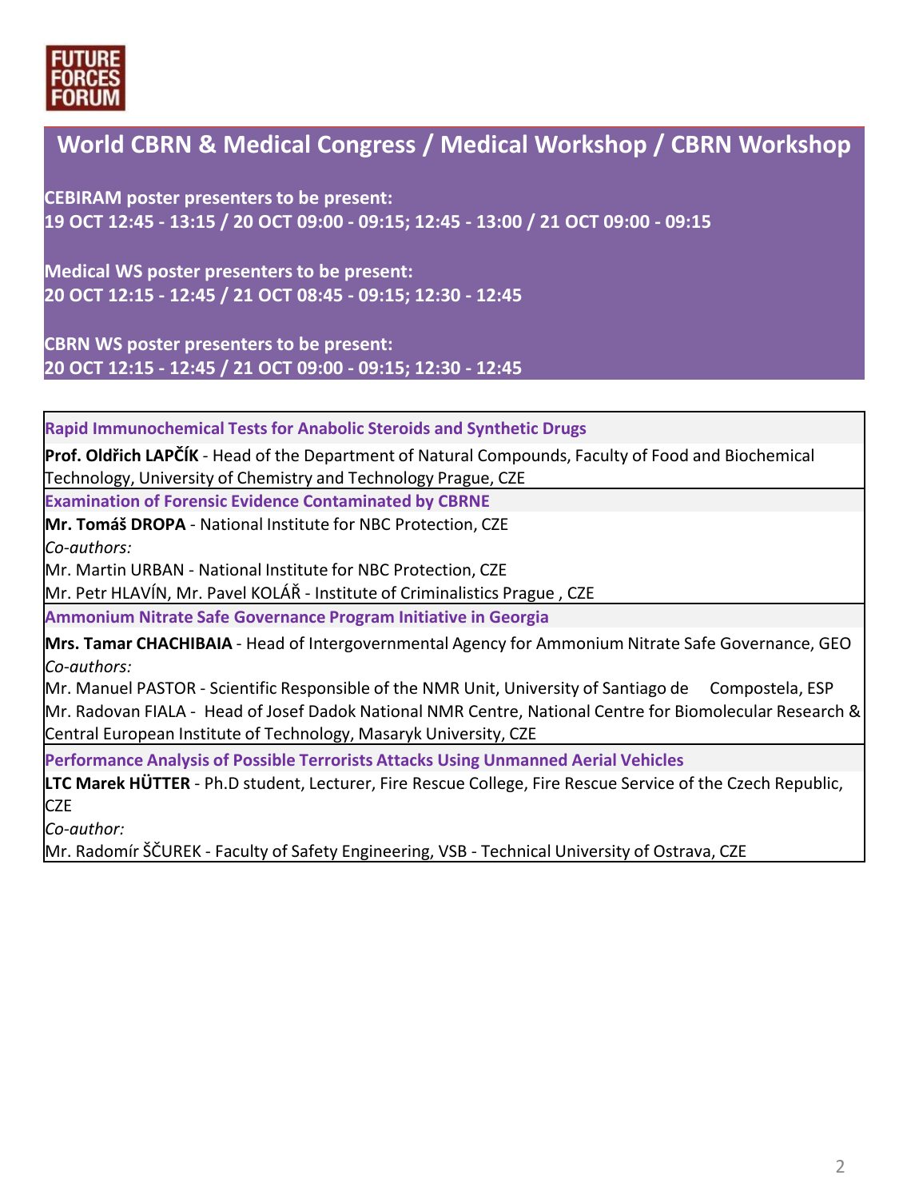FUTURE FORCES FORUM

## World CBRN & Medical Congress / Medical Workshop / CBRN Workshop

**CEBIRAM poster presenters to be present:**
**19 OCT 12:45 - 13:15 / 20 OCT 09:00 - 09:15; 12:45 - 13:00 / 21 OCT 09:00 - 09:15**

**Medical WS poster presenters to be present:**
**20 OCT 12:15 - 12:45 / 21 OCT 08:45 - 09:15; 12:30 - 12:45**

**CBRN WS poster presenters to be present:**
**20 OCT 12:15 - 12:45 / 21 OCT 09:00 - 09:15; 12:30 - 12:45**

---

### Rapid Immunochemical Tests for Anabolic Steroids and Synthetic Drugs

**Prof. Oldřich LAPČÍK** - Head of the Department of Natural Compounds, Faculty of Food and Biochemical Technology, University of Chemistry and Technology Prague, CZE

### Examination of Forensic Evidence Contaminated by CBRNE

**Mr. Tomáš DROPA** - National Institute for NBC Protection, CZE

*Co-authors:*

Mr. Martin URBAN - National Institute for NBC Protection, CZE

Mr. Petr HLAVÍN, Mr. Pavel KOLÁŘ - Institute of Criminalistics Prague , CZE

### Ammonium Nitrate Safe Governance Program Initiative in Georgia

**Mrs. Tamar CHACHIBAIA** - Head of Intergovernmental Agency for Ammonium Nitrate Safe Governance, GEO

*Co-authors:*

Mr. Manuel PASTOR - Scientific Responsible of the NMR Unit, University of Santiago de Compostela, ESP

Mr. Radovan FIALA - Head of Josef Dadok National NMR Centre, National Centre for Biomolecular Research & Central European Institute of Technology, Masaryk University, CZE

### Performance Analysis of Possible Terrorists Attacks Using Unmanned Aerial Vehicles

**LTC Marek HÜTTER** - Ph.D student, Lecturer, Fire Rescue College, Fire Rescue Service of the Czech Republic, CZE

*Co-author:*

Mr. Radomír ŠČUREK - Faculty of Safety Engineering, VSB - Technical University of Ostrava, CZE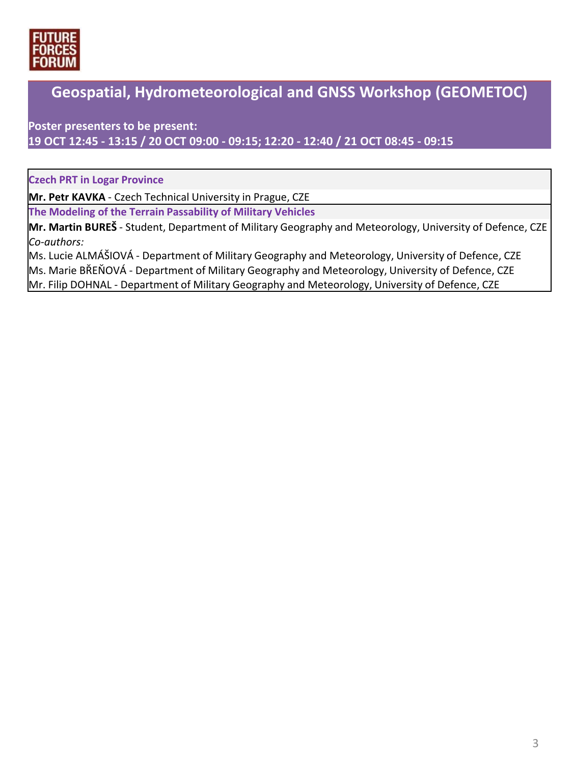FUTURE FORCES FORUM

## Geospatial, Hydrometeorological and GNSS Workshop (GEOMETOC)

**Poster presenters to be present:**
**19 OCT 12:45 - 13:15 / 20 OCT 09:00 - 09:15; 12:20 - 12:40 / 21 OCT 08:45 - 09:15**

**Czech PRT in Logar Province**

**Mr. Petr KAVKA** - Czech Technical University in Prague, CZE

**The Modeling of the Terrain Passability of Military Vehicles**

**Mr. Martin BUREŠ** - Student, Department of Military Geography and Meteorology, University of Defence, CZE

*Co-authors:*

Ms. Lucie ALMÁŠIOVÁ - Department of Military Geography and Meteorology, University of Defence, CZE
Ms. Marie BŘEŇOVÁ - Department of Military Geography and Meteorology, University of Defence, CZE
Mr. Filip DOHNAL - Department of Military Geography and Meteorology, University of Defence, CZE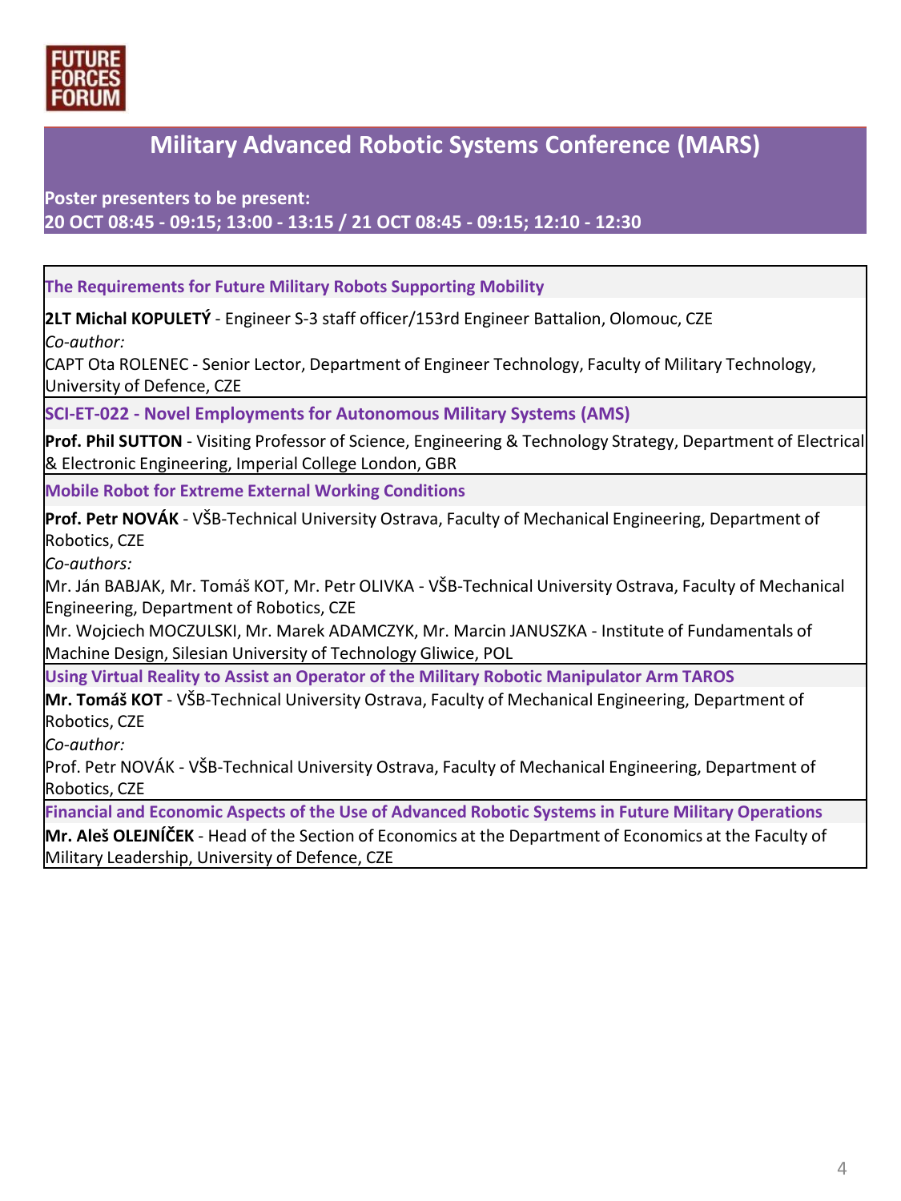FUTURE FORCES FORUM

# Military Advanced Robotic Systems Conference (MARS)

**Poster presenters to be present:**
**20 OCT 08:45 - 09:15; 13:00 - 13:15 / 21 OCT 08:45 - 09:15; 12:10 - 12:30**

### The Requirements for Future Military Robots Supporting Mobility

**2LT Michal KOPULETÝ** - Engineer S-3 staff officer/153rd Engineer Battalion, Olomouc, CZE
*Co-author:*
CAPT Ota ROLENEC - Senior Lector, Department of Engineer Technology, Faculty of Military Technology, University of Defence, CZE

### SCI-ET-022 - Novel Employments for Autonomous Military Systems (AMS)

**Prof. Phil SUTTON** - Visiting Professor of Science, Engineering & Technology Strategy, Department of Electrical & Electronic Engineering, Imperial College London, GBR

### Mobile Robot for Extreme External Working Conditions

**Prof. Petr NOVÁK** - VŠB-Technical University Ostrava, Faculty of Mechanical Engineering, Department of Robotics, CZE
*Co-authors:*
Mr. Ján BABJAK, Mr. Tomáš KOT, Mr. Petr OLIVKA - VŠB-Technical University Ostrava, Faculty of Mechanical Engineering, Department of Robotics, CZE
Mr. Wojciech MOCZULSKI, Mr. Marek ADAMCZYK, Mr. Marcin JANUSZKA - Institute of Fundamentals of Machine Design, Silesian University of Technology Gliwice, POL

### Using Virtual Reality to Assist an Operator of the Military Robotic Manipulator Arm TAROS

**Mr. Tomáš KOT** - VŠB-Technical University Ostrava, Faculty of Mechanical Engineering, Department of Robotics, CZE
*Co-author:*
Prof. Petr NOVÁK - VŠB-Technical University Ostrava, Faculty of Mechanical Engineering, Department of Robotics, CZE

### Financial and Economic Aspects of the Use of Advanced Robotic Systems in Future Military Operations

**Mr. Aleš OLEJNÍČEK** - Head of the Section of Economics at the Department of Economics at the Faculty of Military Leadership, University of Defence, CZE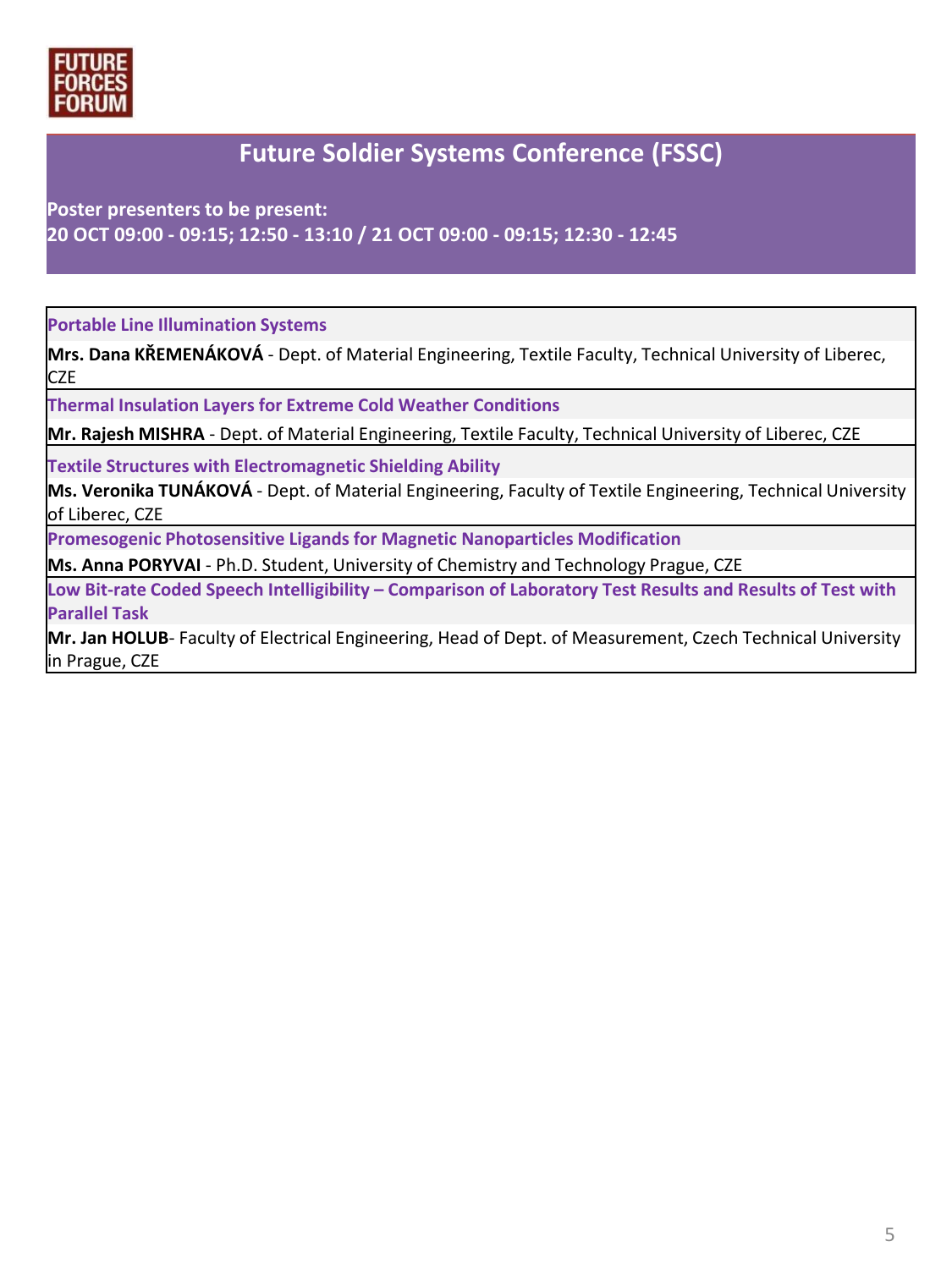FUTURE FORCES FORUM

## Future Soldier Systems Conference (FSSC)

**Poster presenters to be present:**
**20 OCT 09:00 - 09:15; 12:50 - 13:10 / 21 OCT 09:00 - 09:15; 12:30 - 12:45**

**Portable Line Illumination Systems**

**Mrs. Dana KŘEMENÁKOVÁ** - Dept. of Material Engineering, Textile Faculty, Technical University of Liberec, CZE

**Thermal Insulation Layers for Extreme Cold Weather Conditions**

**Mr. Rajesh MISHRA** - Dept. of Material Engineering, Textile Faculty, Technical University of Liberec, CZE

**Textile Structures with Electromagnetic Shielding Ability**

**Ms. Veronika TUNÁKOVÁ** - Dept. of Material Engineering, Faculty of Textile Engineering, Technical University of Liberec, CZE

**Promesogenic Photosensitive Ligands for Magnetic Nanoparticles Modification**

**Ms. Anna PORYVAI** - Ph.D. Student, University of Chemistry and Technology Prague, CZE

**Low Bit-rate Coded Speech Intelligibility – Comparison of Laboratory Test Results and Results of Test with Parallel Task**

**Mr. Jan HOLUB**- Faculty of Electrical Engineering, Head of Dept. of Measurement, Czech Technical University in Prague, CZE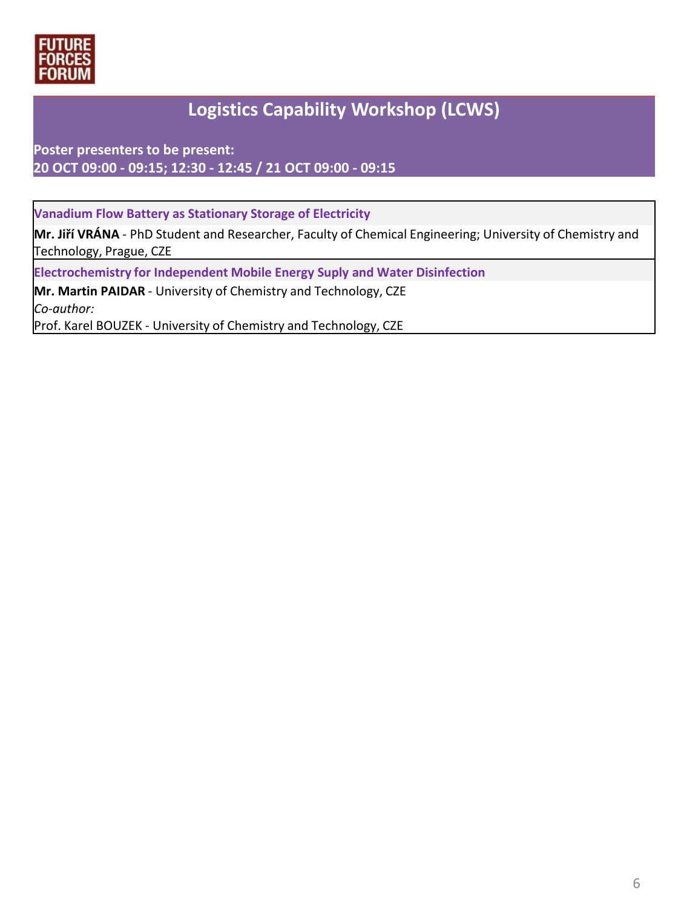## Logistics Capability Workshop (LCWS)

**Poster presenters to be present:**
**20 OCT 09:00 - 09:15; 12:30 - 12:45 / 21 OCT 09:00 - 09:15**

**Vanadium Flow Battery as Stationary Storage of Electricity**

**Mr. Jiří VRÁNA** - PhD Student and Researcher, Faculty of Chemical Engineering; University of Chemistry and Technology, Prague, CZE

**Electrochemistry for Independent Mobile Energy Suply and Water Disinfection**

**Mr. Martin PAIDAR** - University of Chemistry and Technology, CZE

*Co-author:*

Prof. Karel BOUZEK - University of Chemistry and Technology, CZE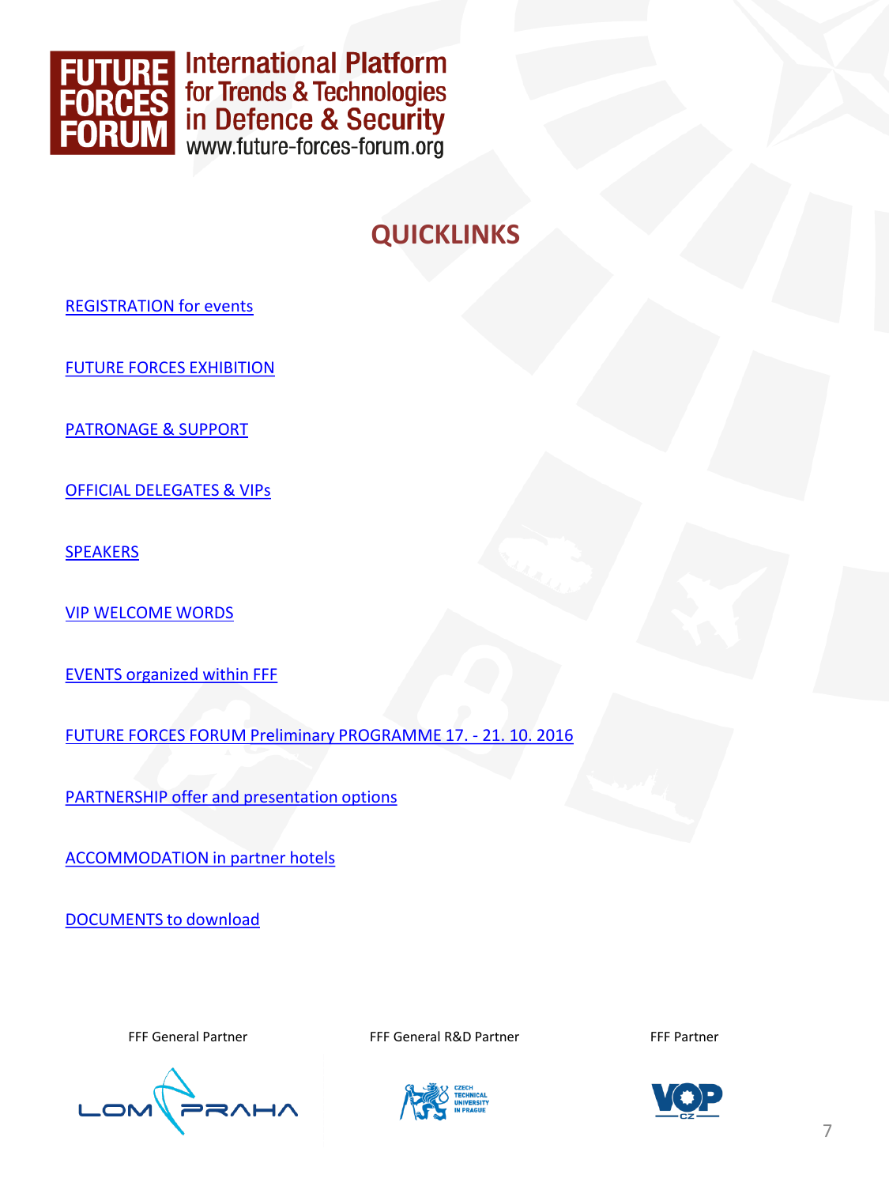FUTURE FORCES FORUM

International Platform for Trends & Technologies in Defence & Security

www.future-forces-forum.org

# QUICKLINKS

REGISTRATION for events

FUTURE FORCES EXHIBITION

PATRONAGE & SUPPORT

OFFICIAL DELEGATES & VIPs

SPEAKERS

VIP WELCOME WORDS

EVENTS organized within FFF

FUTURE FORCES FORUM Preliminary PROGRAMME 17. - 21. 10. 2016

PARTNERSHIP offer and presentation options

ACCOMMODATION in partner hotels

DOCUMENTS to download

FFF General Partner

LOM PRAHA

FFF General R&D Partner

CZECH TECHNICAL UNIVERSITY IN PRAGUE

FFF Partner

VOP CZ